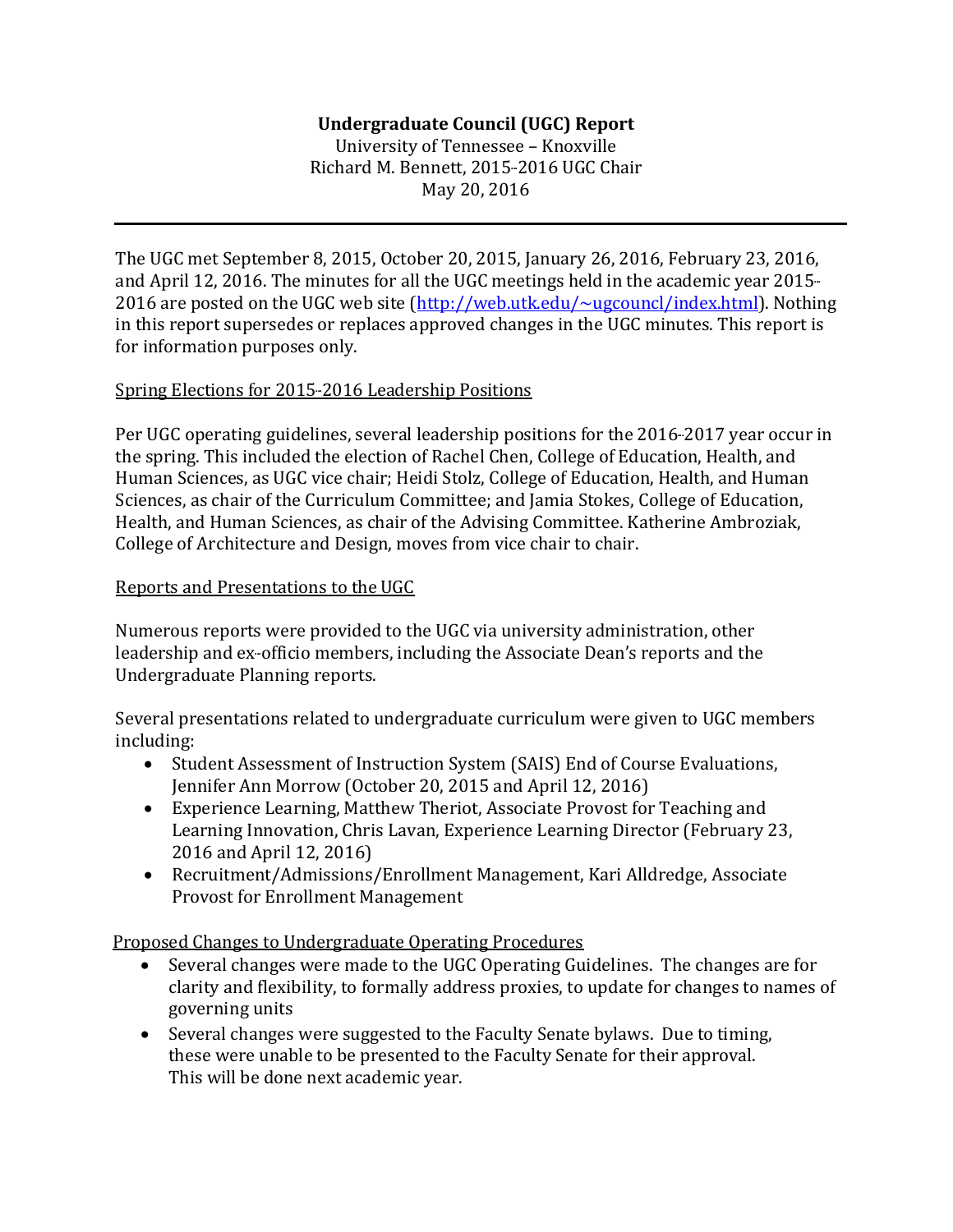**Undergraduate Council (UGC) Report**

University of Tennessee – Knoxville

Richard M. Bennett, 2015-2016 UGC Chair

May 20, 2016

---

The UGC met September 8, 2015, October 20, 2015, January 26, 2016, February 23, 2016, and April 12, 2016. The minutes for all the UGC meetings held in the academic year 2015-2016 are posted on the UGC web site (http://web.utk.edu/~ugcouncl/index.html). Nothing in this report supersedes or replaces approved changes in the UGC minutes. This report is for information purposes only.

Spring Elections for 2015-2016 Leadership Positions

Per UGC operating guidelines, several leadership positions for the 2016-2017 year occur in the spring. This included the election of Rachel Chen, College of Education, Health, and Human Sciences, as UGC vice chair; Heidi Stolz, College of Education, Health, and Human Sciences, as chair of the Curriculum Committee; and Jamia Stokes, College of Education, Health, and Human Sciences, as chair of the Advising Committee. Katherine Ambroziak, College of Architecture and Design, moves from vice chair to chair.

Reports and Presentations to the UGC

Numerous reports were provided to the UGC via university administration, other leadership and ex-officio members, including the Associate Dean's reports and the Undergraduate Planning reports.

Several presentations related to undergraduate curriculum were given to UGC members including:

- Student Assessment of Instruction System (SAIS) End of Course Evaluations, Jennifer Ann Morrow (October 20, 2015 and April 12, 2016)
- Experience Learning, Matthew Theriot, Associate Provost for Teaching and Learning Innovation, Chris Lavan, Experience Learning Director (February 23, 2016 and April 12, 2016)
- Recruitment/Admissions/Enrollment Management, Kari Alldredge, Associate Provost for Enrollment Management

Proposed Changes to Undergraduate Operating Procedures

- Several changes were made to the UGC Operating Guidelines. The changes are for clarity and flexibility, to formally address proxies, to update for changes to names of governing units
- Several changes were suggested to the Faculty Senate bylaws. Due to timing, these were unable to be presented to the Faculty Senate for their approval. This will be done next academic year.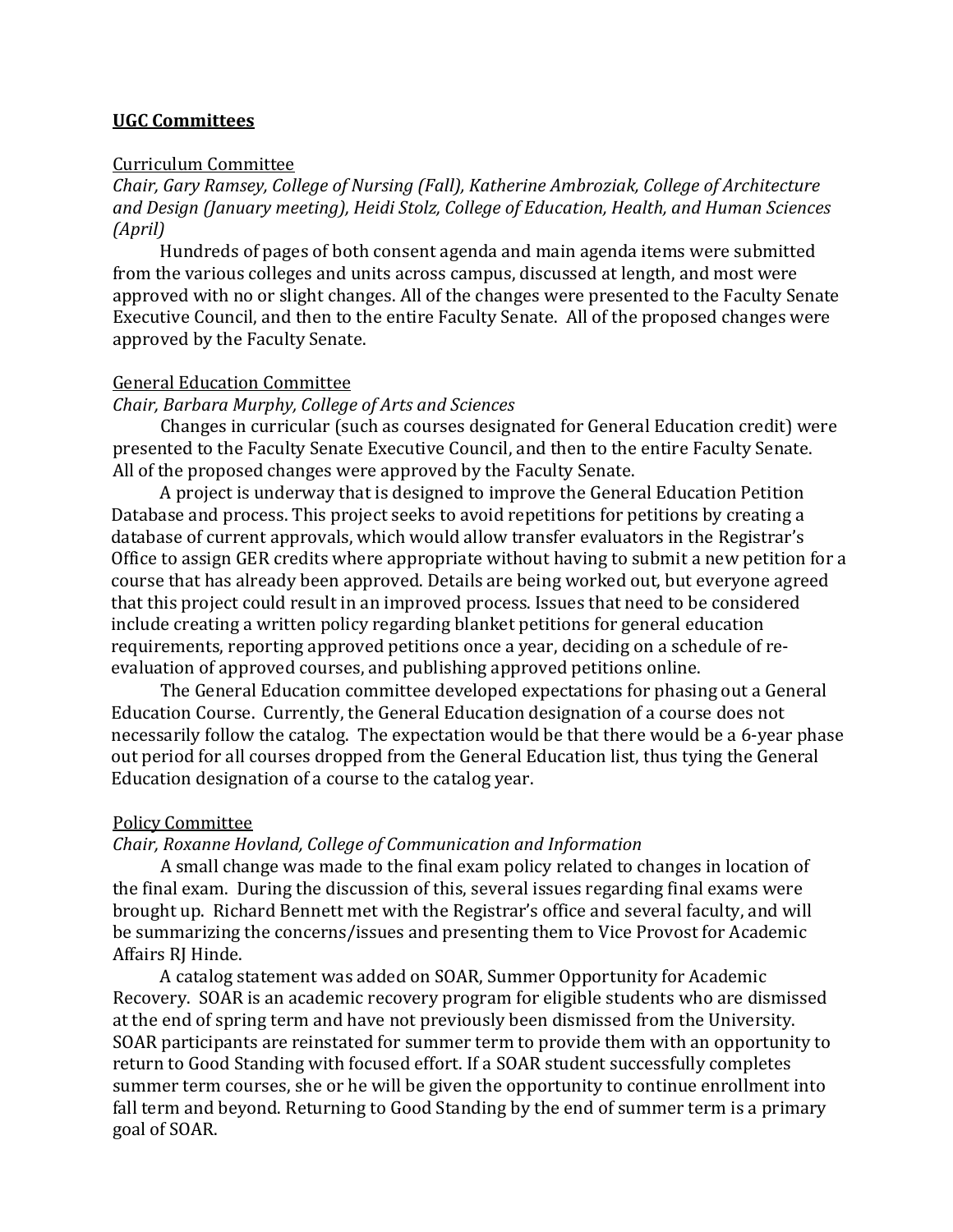## **UGC Committees**

Curriculum Committee

*Chair, Gary Ramsey, College of Nursing (Fall), Katherine Ambroziak, College of Architecture and Design (January meeting), Heidi Stolz, College of Education, Health, and Human Sciences (April)*

Hundreds of pages of both consent agenda and main agenda items were submitted from the various colleges and units across campus, discussed at length, and most were approved with no or slight changes. All of the changes were presented to the Faculty Senate Executive Council, and then to the entire Faculty Senate. All of the proposed changes were approved by the Faculty Senate.

General Education Committee

*Chair, Barbara Murphy, College of Arts and Sciences*

Changes in curricular (such as courses designated for General Education credit) were presented to the Faculty Senate Executive Council, and then to the entire Faculty Senate. All of the proposed changes were approved by the Faculty Senate.

A project is underway that is designed to improve the General Education Petition Database and process. This project seeks to avoid repetitions for petitions by creating a database of current approvals, which would allow transfer evaluators in the Registrar's Office to assign GER credits where appropriate without having to submit a new petition for a course that has already been approved. Details are being worked out, but everyone agreed that this project could result in an improved process. Issues that need to be considered include creating a written policy regarding blanket petitions for general education requirements, reporting approved petitions once a year, deciding on a schedule of re-evaluation of approved courses, and publishing approved petitions online.

The General Education committee developed expectations for phasing out a General Education Course. Currently, the General Education designation of a course does not necessarily follow the catalog. The expectation would be that there would be a 6-year phase out period for all courses dropped from the General Education list, thus tying the General Education designation of a course to the catalog year.

Policy Committee

*Chair, Roxanne Hovland, College of Communication and Information*

A small change was made to the final exam policy related to changes in location of the final exam. During the discussion of this, several issues regarding final exams were brought up. Richard Bennett met with the Registrar's office and several faculty, and will be summarizing the concerns/issues and presenting them to Vice Provost for Academic Affairs RJ Hinde.

A catalog statement was added on SOAR, Summer Opportunity for Academic Recovery. SOAR is an academic recovery program for eligible students who are dismissed at the end of spring term and have not previously been dismissed from the University. SOAR participants are reinstated for summer term to provide them with an opportunity to return to Good Standing with focused effort. If a SOAR student successfully completes summer term courses, she or he will be given the opportunity to continue enrollment into fall term and beyond. Returning to Good Standing by the end of summer term is a primary goal of SOAR.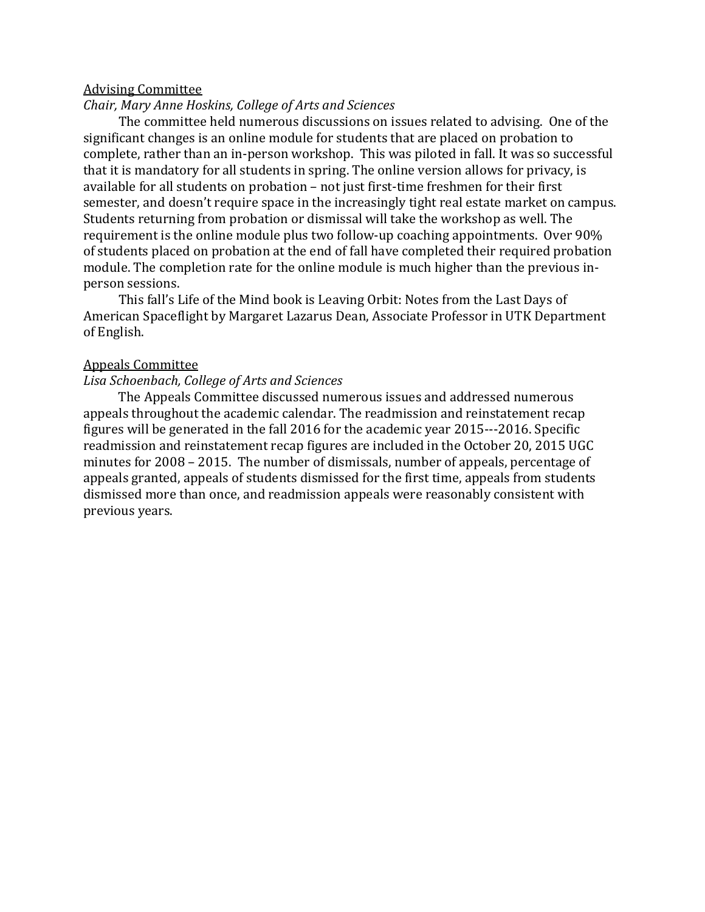<u>Advising Committee</u>

*Chair, Mary Anne Hoskins, College of Arts and Sciences*

The committee held numerous discussions on issues related to advising. One of the significant changes is an online module for students that are placed on probation to complete, rather than an in-person workshop. This was piloted in fall. It was so successful that it is mandatory for all students in spring. The online version allows for privacy, is available for all students on probation – not just first-time freshmen for their first semester, and doesn't require space in the increasingly tight real estate market on campus. Students returning from probation or dismissal will take the workshop as well. The requirement is the online module plus two follow-up coaching appointments. Over 90% of students placed on probation at the end of fall have completed their required probation module. The completion rate for the online module is much higher than the previous in-person sessions.

This fall's Life of the Mind book is Leaving Orbit: Notes from the Last Days of American Spaceflight by Margaret Lazarus Dean, Associate Professor in UTK Department of English.

<u>Appeals Committee</u>

*Lisa Schoenbach, College of Arts and Sciences*

The Appeals Committee discussed numerous issues and addressed numerous appeals throughout the academic calendar. The readmission and reinstatement recap figures will be generated in the fall 2016 for the academic year 2015---2016. Specific readmission and reinstatement recap figures are included in the October 20, 2015 UGC minutes for 2008 – 2015. The number of dismissals, number of appeals, percentage of appeals granted, appeals of students dismissed for the first time, appeals from students dismissed more than once, and readmission appeals were reasonably consistent with previous years.